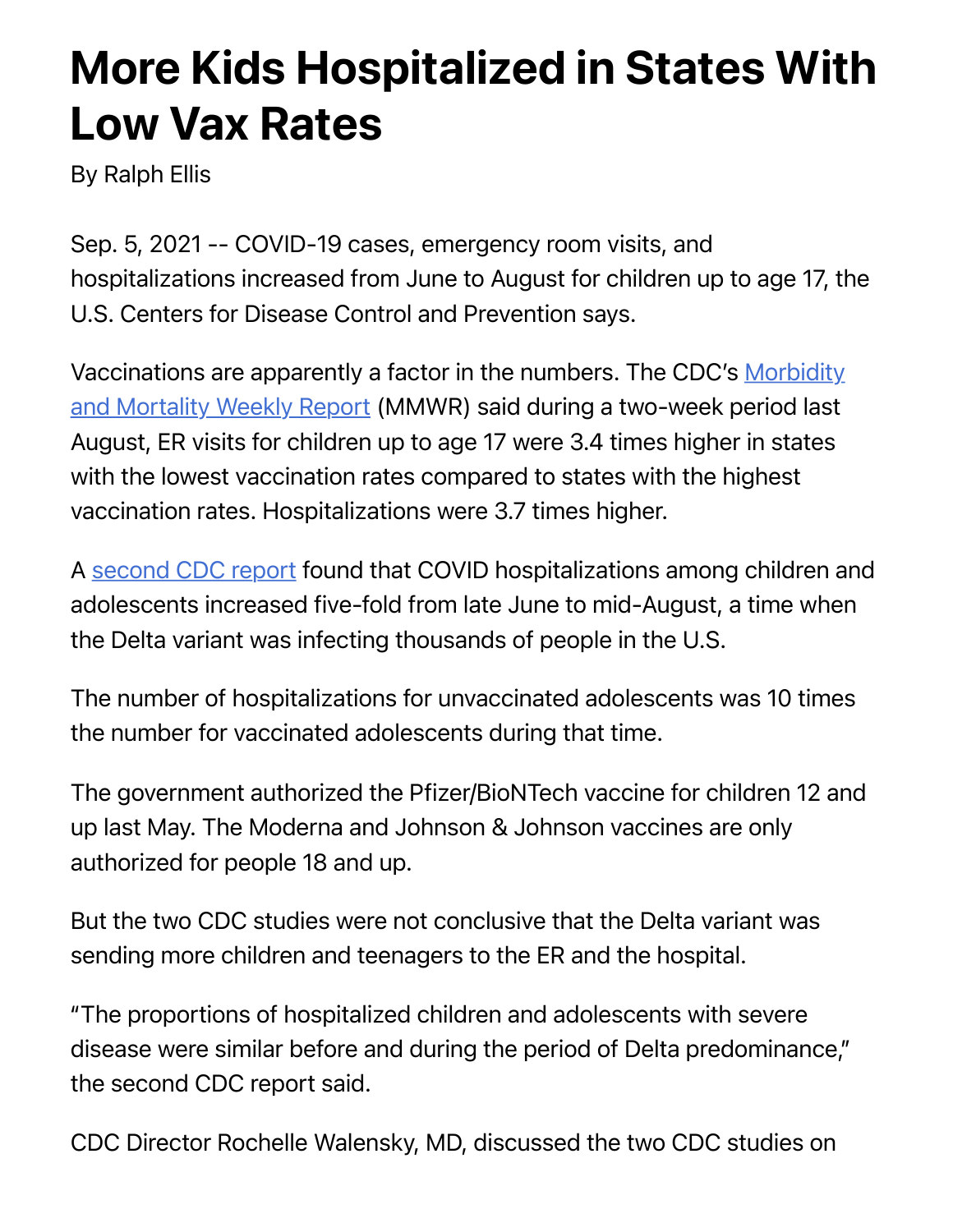# More Kids Hospitalized in States With Low Vax Rates

By Ralph Ellis

Sep. 5, 2021 -- COVID-19 cases, emergency room visits, and hospitalizations increased from June to August for children up to age 17, the U.S. Centers for Disease Control and Prevention says.

Vaccinations are apparently a factor in the numbers. The CDC's Morbidity and Mortality Weekly Report (MMWR) said during a two-week period last August, ER visits for children up to age 17 were 3.4 times higher in states with the lowest vaccination rates compared to states with the highest vaccination rates. Hospitalizations were 3.7 times higher.

A second CDC report found that COVID hospitalizations among children and adolescents increased five-fold from late June to mid-August, a time when the Delta variant was infecting thousands of people in the U.S.

The number of hospitalizations for unvaccinated adolescents was 10 times the number for vaccinated adolescents during that time.

The government authorized the Pfizer/BioNTech vaccine for children 12 and up last May. The Moderna and Johnson & Johnson vaccines are only authorized for people 18 and up.

But the two CDC studies were not conclusive that the Delta variant was sending more children and teenagers to the ER and the hospital.

"The proportions of hospitalized children and adolescents with severe disease were similar before and during the period of Delta predominance," the second CDC report said.

CDC Director Rochelle Walensky, MD, discussed the two CDC studies on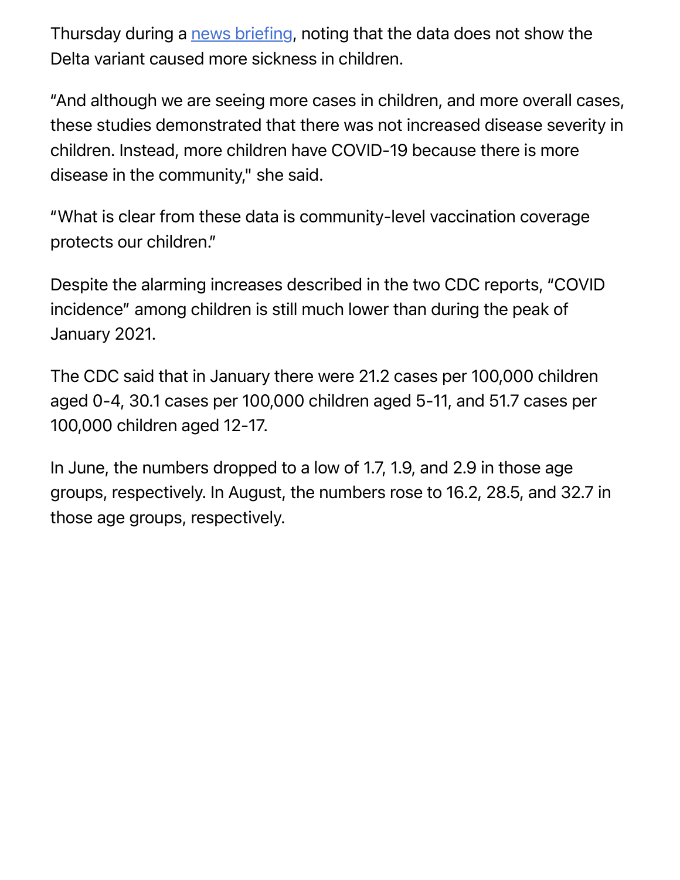Thursday during a [news briefing](), noting that the data does not show the Delta variant caused more sickness in children.

“And although we are seeing more cases in children, and more overall cases, these studies demonstrated that there was not increased disease severity in children. Instead, more children have COVID-19 because there is more disease in the community," she said.

“What is clear from these data is community-level vaccination coverage protects our children.”

Despite the alarming increases described in the two CDC reports, “COVID incidence” among children is still much lower than during the peak of January 2021.

The CDC said that in January there were 21.2 cases per 100,000 children aged 0-4, 30.1 cases per 100,000 children aged 5-11, and 51.7 cases per 100,000 children aged 12-17.

In June, the numbers dropped to a low of 1.7, 1.9, and 2.9 in those age groups, respectively. In August, the numbers rose to 16.2, 28.5, and 32.7 in those age groups, respectively.